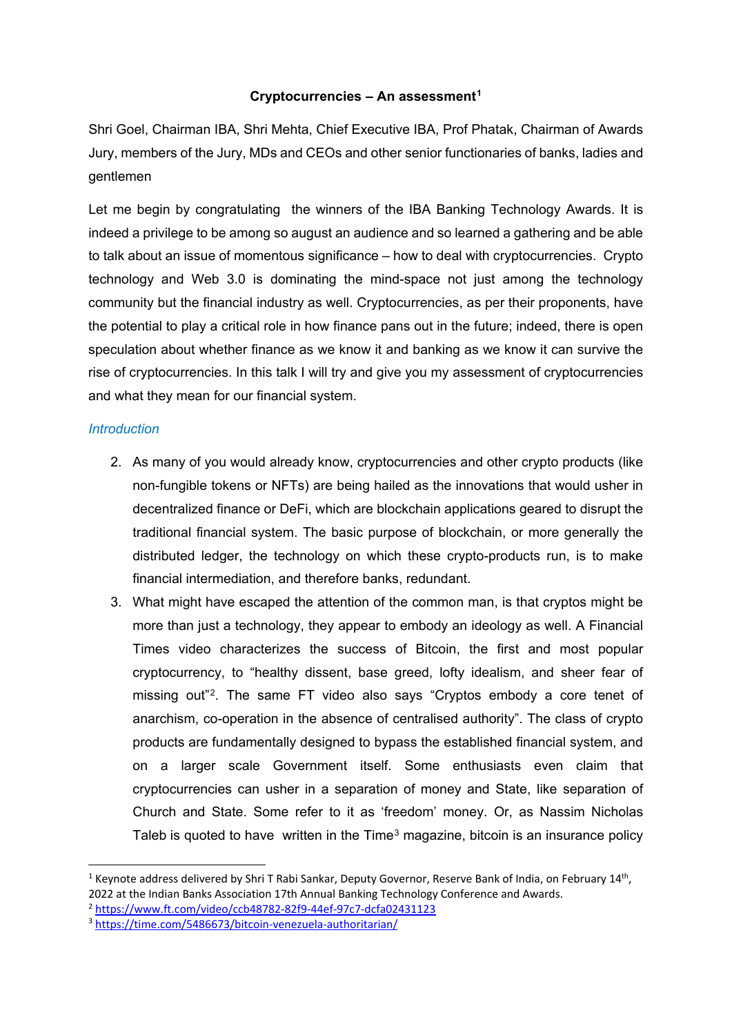**Cryptocurrencies – An assessment[1]**

Shri Goel, Chairman IBA, Shri Mehta, Chief Executive IBA, Prof Phatak, Chairman of Awards Jury, members of the Jury, MDs and CEOs and other senior functionaries of banks, ladies and gentlemen

Let me begin by congratulating the winners of the IBA Banking Technology Awards. It is indeed a privilege to be among so august an audience and so learned a gathering and be able to talk about an issue of momentous significance – how to deal with cryptocurrencies. Crypto technology and Web 3.0 is dominating the mind-space not just among the technology community but the financial industry as well. Cryptocurrencies, as per their proponents, have the potential to play a critical role in how finance pans out in the future; indeed, there is open speculation about whether finance as we know it and banking as we know it can survive the rise of cryptocurrencies. In this talk I will try and give you my assessment of cryptocurrencies and what they mean for our financial system.

*Introduction*

2. As many of you would already know, cryptocurrencies and other crypto products (like non-fungible tokens or NFTs) are being hailed as the innovations that would usher in decentralized finance or DeFi, which are blockchain applications geared to disrupt the traditional financial system. The basic purpose of blockchain, or more generally the distributed ledger, the technology on which these crypto-products run, is to make financial intermediation, and therefore banks, redundant.
3. What might have escaped the attention of the common man, is that cryptos might be more than just a technology, they appear to embody an ideology as well. A Financial Times video characterizes the success of Bitcoin, the first and most popular cryptocurrency, to "healthy dissent, base greed, lofty idealism, and sheer fear of missing out"[2]. The same FT video also says "Cryptos embody a core tenet of anarchism, co-operation in the absence of centralised authority". The class of crypto products are fundamentally designed to bypass the established financial system, and on a larger scale Government itself. Some enthusiasts even claim that cryptocurrencies can usher in a separation of money and State, like separation of Church and State. Some refer to it as 'freedom' money. Or, as Nassim Nicholas Taleb is quoted to have written in the Time[3] magazine, bitcoin is an insurance policy

---

[1] Keynote address delivered by Shri T Rabi Sankar, Deputy Governor, Reserve Bank of India, on February 14th, 2022 at the Indian Banks Association 17th Annual Banking Technology Conference and Awards.

[2] https://www.ft.com/video/ccb48782-82f9-44ef-97c7-dcfa02431123

[3] https://time.com/5486673/bitcoin-venezuela-authoritarian/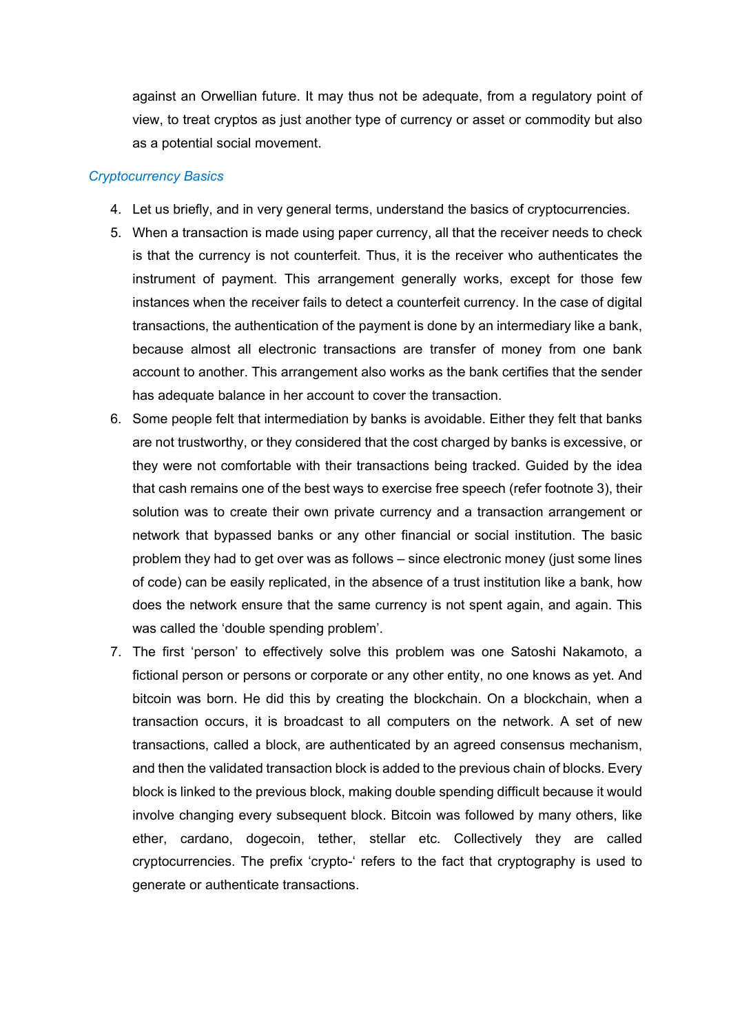against an Orwellian future. It may thus not be adequate, from a regulatory point of view, to treat cryptos as just another type of currency or asset or commodity but also as a potential social movement.

### *Cryptocurrency Basics*

4. Let us briefly, and in very general terms, understand the basics of cryptocurrencies.
5. When a transaction is made using paper currency, all that the receiver needs to check is that the currency is not counterfeit. Thus, it is the receiver who authenticates the instrument of payment. This arrangement generally works, except for those few instances when the receiver fails to detect a counterfeit currency. In the case of digital transactions, the authentication of the payment is done by an intermediary like a bank, because almost all electronic transactions are transfer of money from one bank account to another. This arrangement also works as the bank certifies that the sender has adequate balance in her account to cover the transaction.
6. Some people felt that intermediation by banks is avoidable. Either they felt that banks are not trustworthy, or they considered that the cost charged by banks is excessive, or they were not comfortable with their transactions being tracked. Guided by the idea that cash remains one of the best ways to exercise free speech (refer footnote 3), their solution was to create their own private currency and a transaction arrangement or network that bypassed banks or any other financial or social institution. The basic problem they had to get over was as follows – since electronic money (just some lines of code) can be easily replicated, in the absence of a trust institution like a bank, how does the network ensure that the same currency is not spent again, and again. This was called the 'double spending problem'.
7. The first 'person' to effectively solve this problem was one Satoshi Nakamoto, a fictional person or persons or corporate or any other entity, no one knows as yet. And bitcoin was born. He did this by creating the blockchain. On a blockchain, when a transaction occurs, it is broadcast to all computers on the network. A set of new transactions, called a block, are authenticated by an agreed consensus mechanism, and then the validated transaction block is added to the previous chain of blocks. Every block is linked to the previous block, making double spending difficult because it would involve changing every subsequent block. Bitcoin was followed by many others, like ether, cardano, dogecoin, tether, stellar etc. Collectively they are called cryptocurrencies. The prefix 'crypto-' refers to the fact that cryptography is used to generate or authenticate transactions.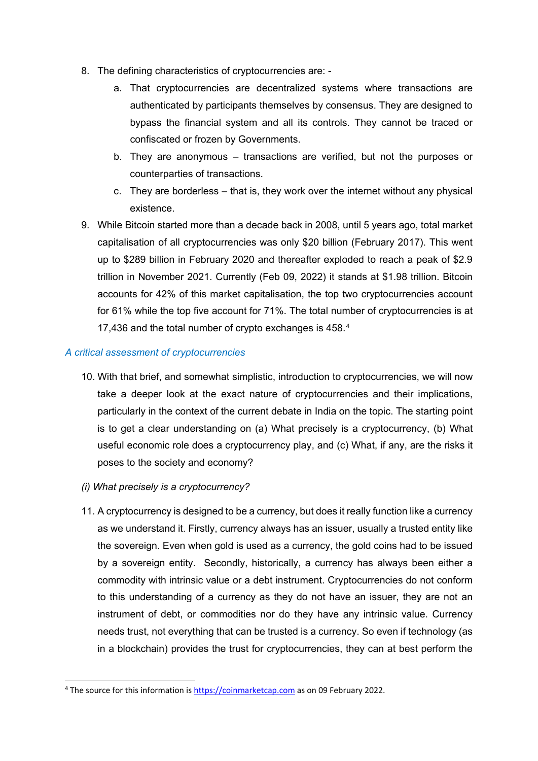8. The defining characteristics of cryptocurrencies are: -
   a. That cryptocurrencies are decentralized systems where transactions are authenticated by participants themselves by consensus. They are designed to bypass the financial system and all its controls. They cannot be traced or confiscated or frozen by Governments.
   b. They are anonymous – transactions are verified, but not the purposes or counterparties of transactions.
   c. They are borderless – that is, they work over the internet without any physical existence.
9. While Bitcoin started more than a decade back in 2008, until 5 years ago, total market capitalisation of all cryptocurrencies was only $20 billion (February 2017). This went up to $289 billion in February 2020 and thereafter exploded to reach a peak of $2.9 trillion in November 2021. Currently (Feb 09, 2022) it stands at $1.98 trillion. Bitcoin accounts for 42% of this market capitalisation, the top two cryptocurrencies account for 61% while the top five account for 71%. The total number of cryptocurrencies is at 17,436 and the total number of crypto exchanges is 458.[4]

*A critical assessment of cryptocurrencies*

10. With that brief, and somewhat simplistic, introduction to cryptocurrencies, we will now take a deeper look at the exact nature of cryptocurrencies and their implications, particularly in the context of the current debate in India on the topic. The starting point is to get a clear understanding on (a) What precisely is a cryptocurrency, (b) What useful economic role does a cryptocurrency play, and (c) What, if any, are the risks it poses to the society and economy?

*(i) What precisely is a cryptocurrency?*

11. A cryptocurrency is designed to be a currency, but does it really function like a currency as we understand it. Firstly, currency always has an issuer, usually a trusted entity like the sovereign. Even when gold is used as a currency, the gold coins had to be issued by a sovereign entity. Secondly, historically, a currency has always been either a commodity with intrinsic value or a debt instrument. Cryptocurrencies do not conform to this understanding of a currency as they do not have an issuer, they are not an instrument of debt, or commodities nor do they have any intrinsic value. Currency needs trust, not everything that can be trusted is a currency. So even if technology (as in a blockchain) provides the trust for cryptocurrencies, they can at best perform the

[4] The source for this information is https://coinmarketcap.com as on 09 February 2022.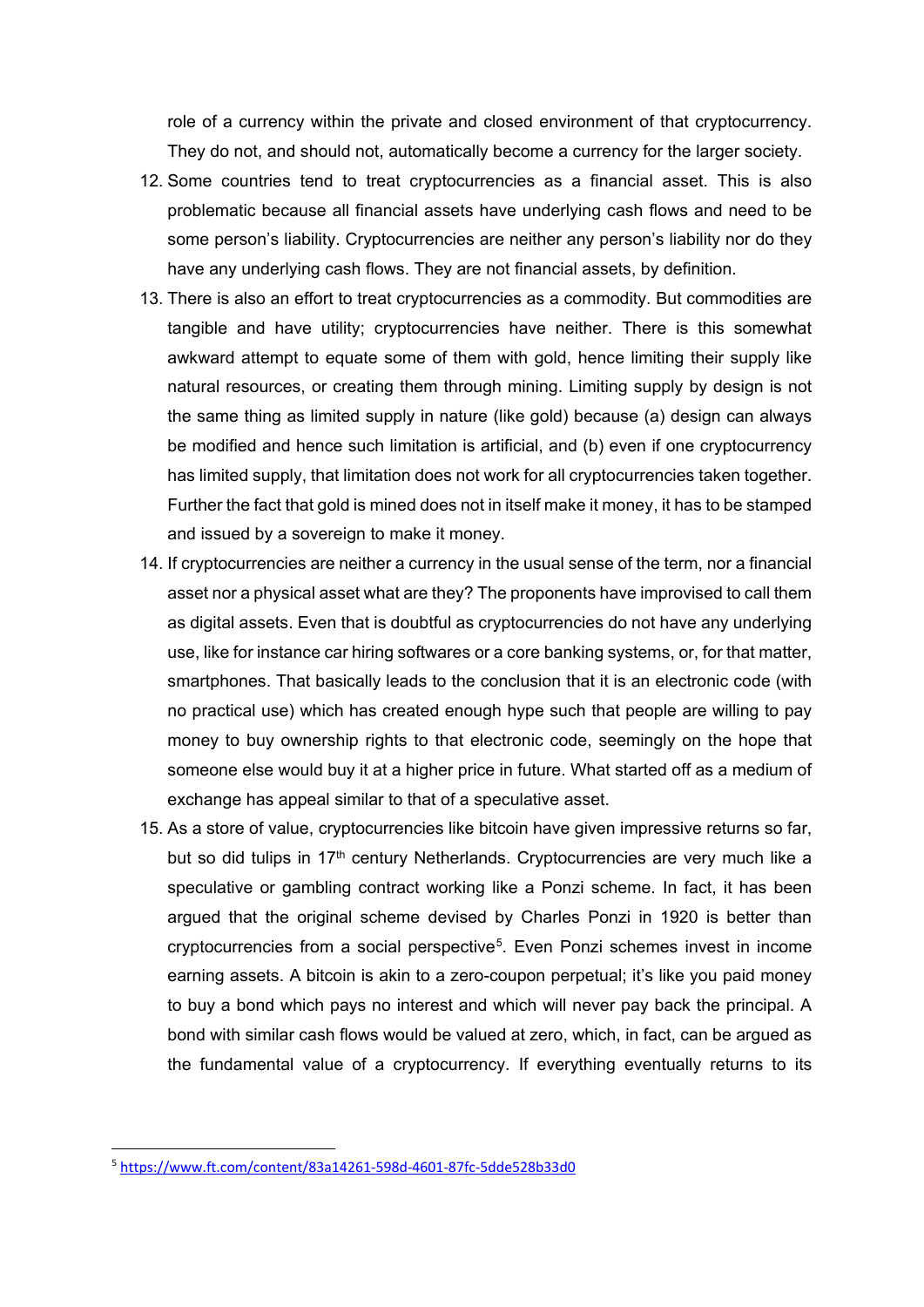role of a currency within the private and closed environment of that cryptocurrency. They do not, and should not, automatically become a currency for the larger society.

12. Some countries tend to treat cryptocurrencies as a financial asset. This is also problematic because all financial assets have underlying cash flows and need to be some person's liability. Cryptocurrencies are neither any person's liability nor do they have any underlying cash flows. They are not financial assets, by definition.
13. There is also an effort to treat cryptocurrencies as a commodity. But commodities are tangible and have utility; cryptocurrencies have neither. There is this somewhat awkward attempt to equate some of them with gold, hence limiting their supply like natural resources, or creating them through mining. Limiting supply by design is not the same thing as limited supply in nature (like gold) because (a) design can always be modified and hence such limitation is artificial, and (b) even if one cryptocurrency has limited supply, that limitation does not work for all cryptocurrencies taken together. Further the fact that gold is mined does not in itself make it money, it has to be stamped and issued by a sovereign to make it money.
14. If cryptocurrencies are neither a currency in the usual sense of the term, nor a financial asset nor a physical asset what are they? The proponents have improvised to call them as digital assets. Even that is doubtful as cryptocurrencies do not have any underlying use, like for instance car hiring softwares or a core banking systems, or, for that matter, smartphones. That basically leads to the conclusion that it is an electronic code (with no practical use) which has created enough hype such that people are willing to pay money to buy ownership rights to that electronic code, seemingly on the hope that someone else would buy it at a higher price in future. What started off as a medium of exchange has appeal similar to that of a speculative asset.
15. As a store of value, cryptocurrencies like bitcoin have given impressive returns so far, but so did tulips in 17th century Netherlands. Cryptocurrencies are very much like a speculative or gambling contract working like a Ponzi scheme. In fact, it has been argued that the original scheme devised by Charles Ponzi in 1920 is better than cryptocurrencies from a social perspective[5]. Even Ponzi schemes invest in income earning assets. A bitcoin is akin to a zero-coupon perpetual; it's like you paid money to buy a bond which pays no interest and which will never pay back the principal. A bond with similar cash flows would be valued at zero, which, in fact, can be argued as the fundamental value of a cryptocurrency. If everything eventually returns to its

[5] https://www.ft.com/content/83a14261-598d-4601-87fc-5dde528b33d0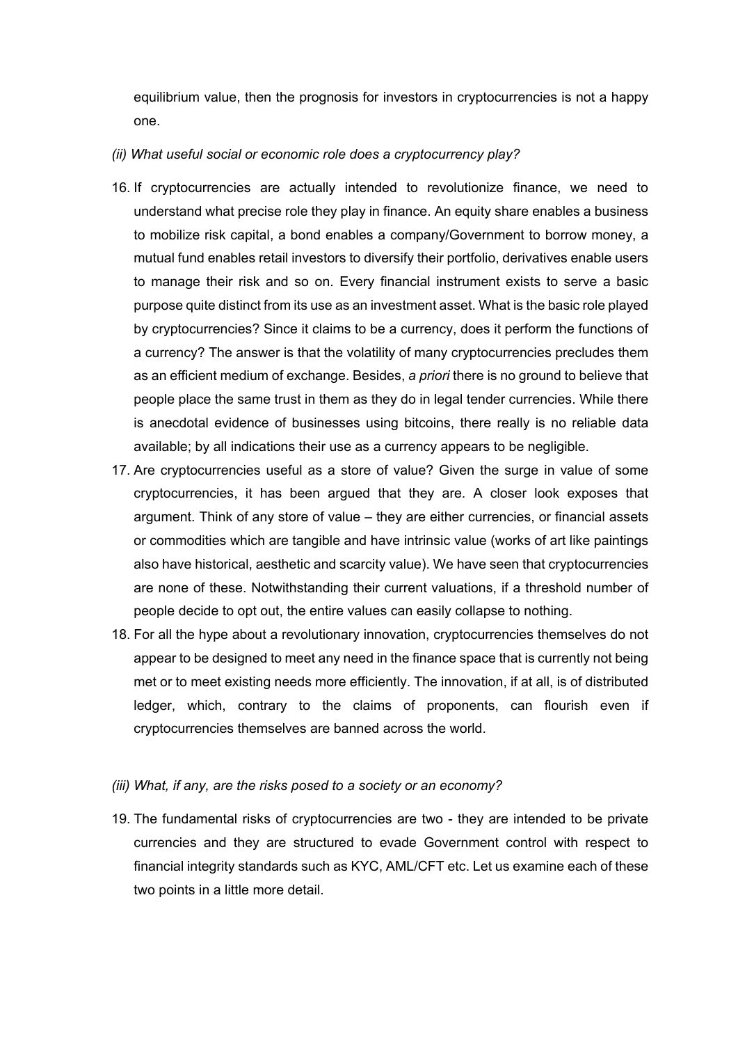equilibrium value, then the prognosis for investors in cryptocurrencies is not a happy one.

*(ii) What useful social or economic role does a cryptocurrency play?*

16. If cryptocurrencies are actually intended to revolutionize finance, we need to understand what precise role they play in finance. An equity share enables a business to mobilize risk capital, a bond enables a company/Government to borrow money, a mutual fund enables retail investors to diversify their portfolio, derivatives enable users to manage their risk and so on. Every financial instrument exists to serve a basic purpose quite distinct from its use as an investment asset. What is the basic role played by cryptocurrencies? Since it claims to be a currency, does it perform the functions of a currency? The answer is that the volatility of many cryptocurrencies precludes them as an efficient medium of exchange. Besides, *a priori* there is no ground to believe that people place the same trust in them as they do in legal tender currencies. While there is anecdotal evidence of businesses using bitcoins, there really is no reliable data available; by all indications their use as a currency appears to be negligible.
17. Are cryptocurrencies useful as a store of value? Given the surge in value of some cryptocurrencies, it has been argued that they are. A closer look exposes that argument. Think of any store of value – they are either currencies, or financial assets or commodities which are tangible and have intrinsic value (works of art like paintings also have historical, aesthetic and scarcity value). We have seen that cryptocurrencies are none of these. Notwithstanding their current valuations, if a threshold number of people decide to opt out, the entire values can easily collapse to nothing.
18. For all the hype about a revolutionary innovation, cryptocurrencies themselves do not appear to be designed to meet any need in the finance space that is currently not being met or to meet existing needs more efficiently. The innovation, if at all, is of distributed ledger, which, contrary to the claims of proponents, can flourish even if cryptocurrencies themselves are banned across the world.

*(iii) What, if any, are the risks posed to a society or an economy?*

19. The fundamental risks of cryptocurrencies are two - they are intended to be private currencies and they are structured to evade Government control with respect to financial integrity standards such as KYC, AML/CFT etc. Let us examine each of these two points in a little more detail.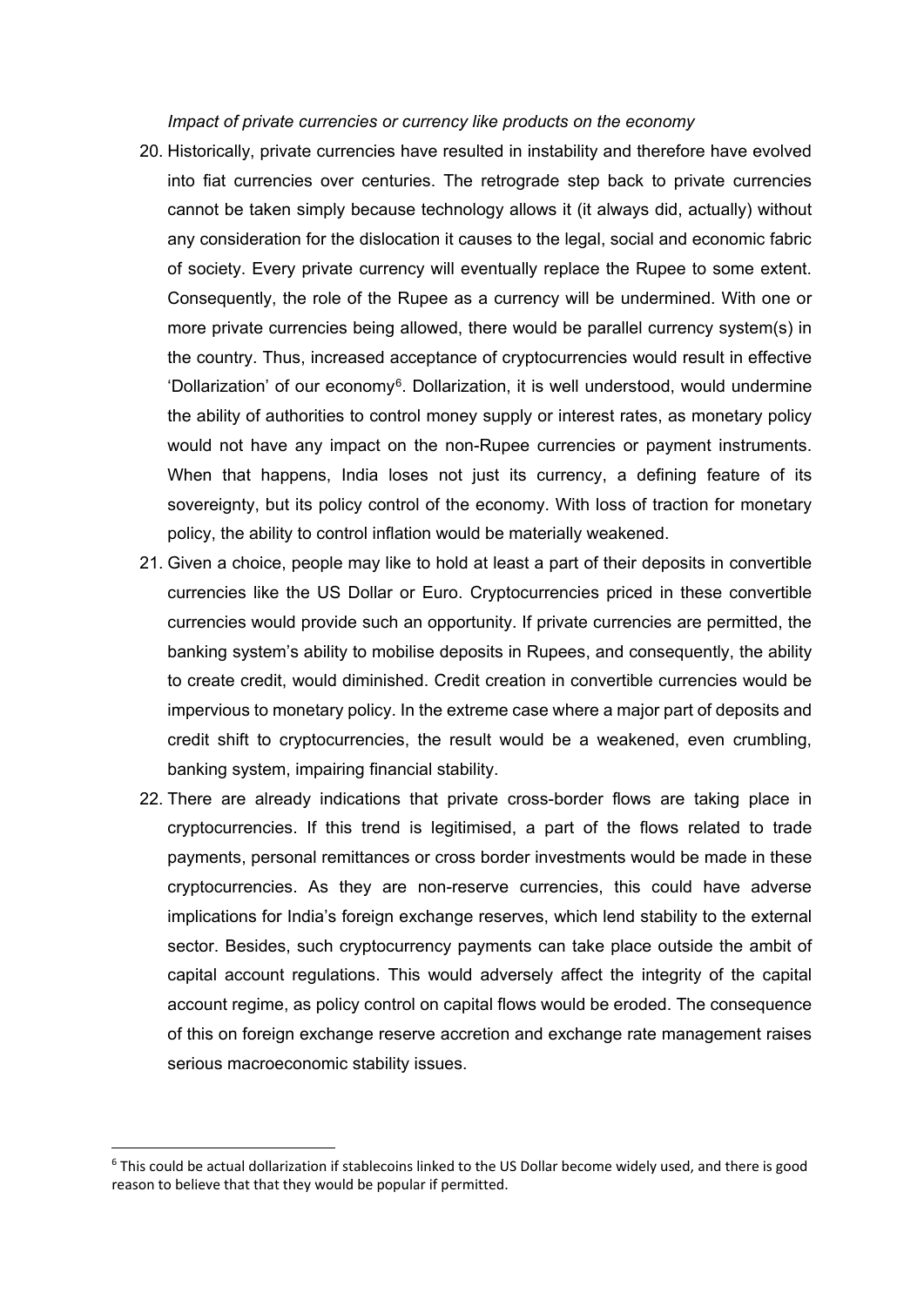*Impact of private currencies or currency like products on the economy*

20. Historically, private currencies have resulted in instability and therefore have evolved into fiat currencies over centuries. The retrograde step back to private currencies cannot be taken simply because technology allows it (it always did, actually) without any consideration for the dislocation it causes to the legal, social and economic fabric of society. Every private currency will eventually replace the Rupee to some extent. Consequently, the role of the Rupee as a currency will be undermined. With one or more private currencies being allowed, there would be parallel currency system(s) in the country. Thus, increased acceptance of cryptocurrencies would result in effective 'Dollarization' of our economy[6]. Dollarization, it is well understood, would undermine the ability of authorities to control money supply or interest rates, as monetary policy would not have any impact on the non-Rupee currencies or payment instruments. When that happens, India loses not just its currency, a defining feature of its sovereignty, but its policy control of the economy. With loss of traction for monetary policy, the ability to control inflation would be materially weakened.
21. Given a choice, people may like to hold at least a part of their deposits in convertible currencies like the US Dollar or Euro. Cryptocurrencies priced in these convertible currencies would provide such an opportunity. If private currencies are permitted, the banking system's ability to mobilise deposits in Rupees, and consequently, the ability to create credit, would diminished. Credit creation in convertible currencies would be impervious to monetary policy. In the extreme case where a major part of deposits and credit shift to cryptocurrencies, the result would be a weakened, even crumbling, banking system, impairing financial stability.
22. There are already indications that private cross-border flows are taking place in cryptocurrencies. If this trend is legitimised, a part of the flows related to trade payments, personal remittances or cross border investments would be made in these cryptocurrencies. As they are non-reserve currencies, this could have adverse implications for India's foreign exchange reserves, which lend stability to the external sector. Besides, such cryptocurrency payments can take place outside the ambit of capital account regulations. This would adversely affect the integrity of the capital account regime, as policy control on capital flows would be eroded. The consequence of this on foreign exchange reserve accretion and exchange rate management raises serious macroeconomic stability issues.

---

[6] This could be actual dollarization if stablecoins linked to the US Dollar become widely used, and there is good reason to believe that that they would be popular if permitted.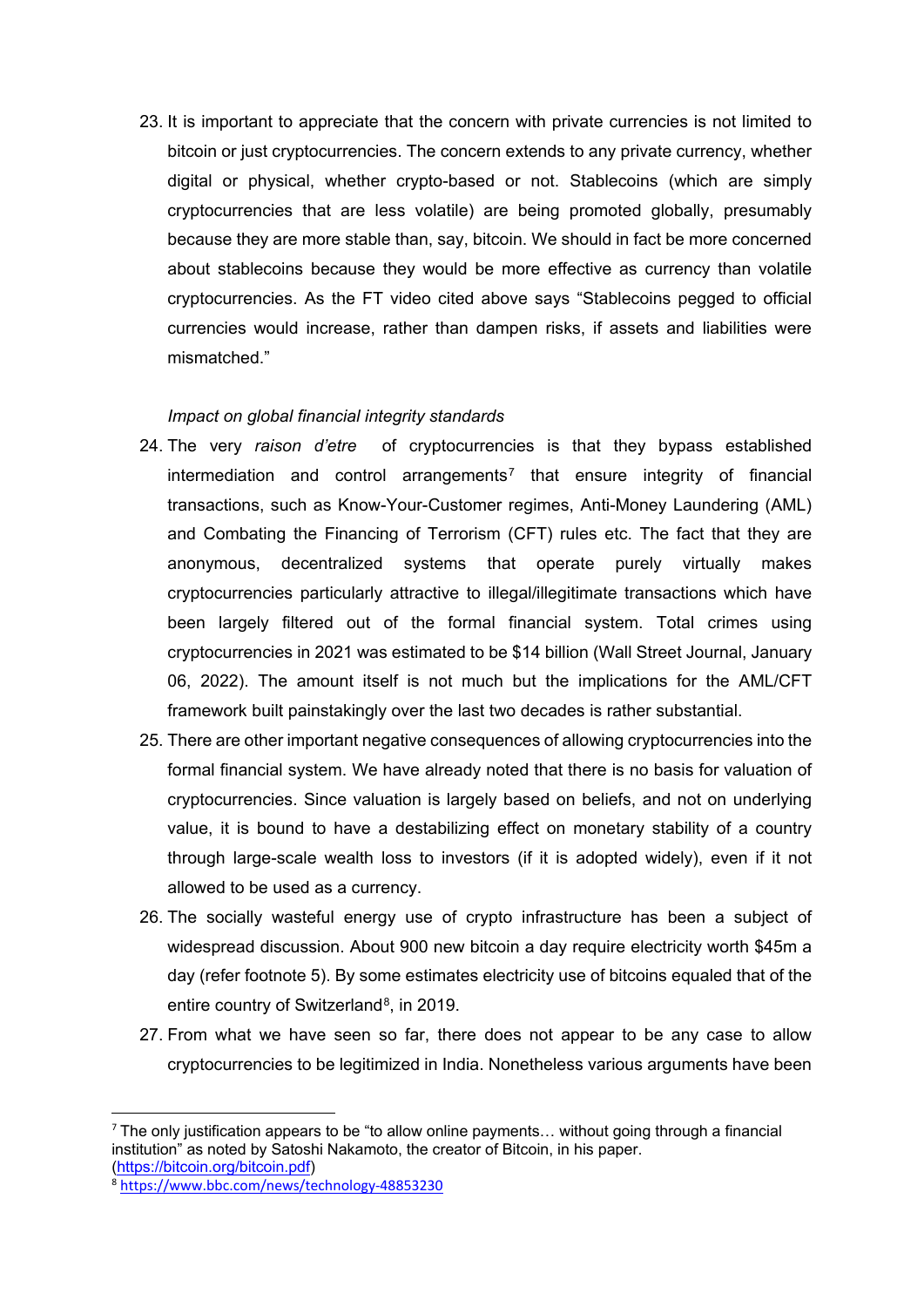23. It is important to appreciate that the concern with private currencies is not limited to bitcoin or just cryptocurrencies. The concern extends to any private currency, whether digital or physical, whether crypto-based or not. Stablecoins (which are simply cryptocurrencies that are less volatile) are being promoted globally, presumably because they are more stable than, say, bitcoin. We should in fact be more concerned about stablecoins because they would be more effective as currency than volatile cryptocurrencies. As the FT video cited above says "Stablecoins pegged to official currencies would increase, rather than dampen risks, if assets and liabilities were mismatched."

*Impact on global financial integrity standards*

24. The very *raison d'etre* of cryptocurrencies is that they bypass established intermediation and control arrangements[7] that ensure integrity of financial transactions, such as Know-Your-Customer regimes, Anti-Money Laundering (AML) and Combating the Financing of Terrorism (CFT) rules etc. The fact that they are anonymous, decentralized systems that operate purely virtually makes cryptocurrencies particularly attractive to illegal/illegitimate transactions which have been largely filtered out of the formal financial system. Total crimes using cryptocurrencies in 2021 was estimated to be $14 billion (Wall Street Journal, January 06, 2022). The amount itself is not much but the implications for the AML/CFT framework built painstakingly over the last two decades is rather substantial.
25. There are other important negative consequences of allowing cryptocurrencies into the formal financial system. We have already noted that there is no basis for valuation of cryptocurrencies. Since valuation is largely based on beliefs, and not on underlying value, it is bound to have a destabilizing effect on monetary stability of a country through large-scale wealth loss to investors (if it is adopted widely), even if it not allowed to be used as a currency.
26. The socially wasteful energy use of crypto infrastructure has been a subject of widespread discussion. About 900 new bitcoin a day require electricity worth $45m a day (refer footnote 5). By some estimates electricity use of bitcoins equaled that of the entire country of Switzerland[8], in 2019.
27. From what we have seen so far, there does not appear to be any case to allow cryptocurrencies to be legitimized in India. Nonetheless various arguments have been

---

[7] The only justification appears to be "to allow online payments… without going through a financial institution" as noted by Satoshi Nakamoto, the creator of Bitcoin, in his paper. (https://bitcoin.org/bitcoin.pdf)

[8] https://www.bbc.com/news/technology-48853230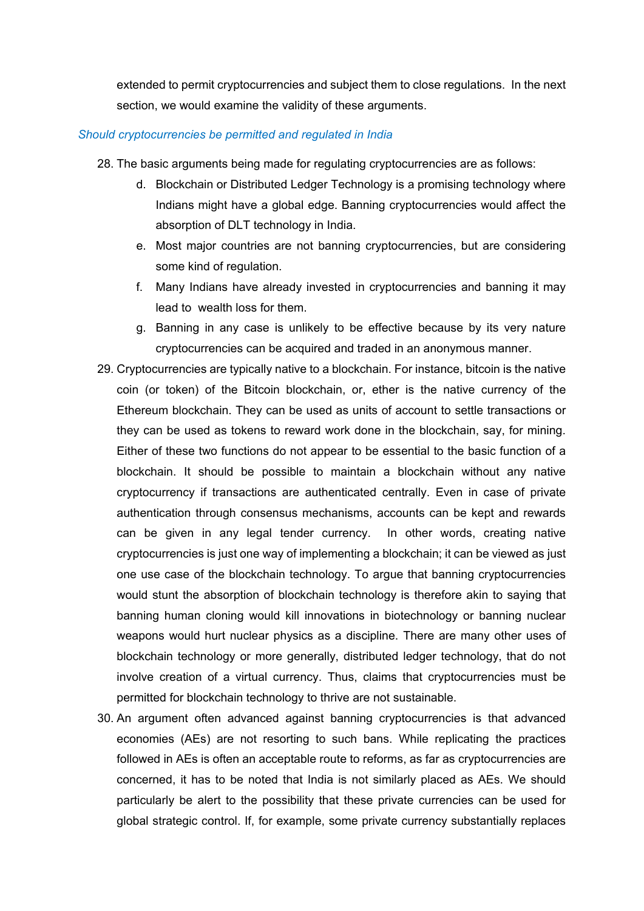extended to permit cryptocurrencies and subject them to close regulations. In the next section, we would examine the validity of these arguments.

*Should cryptocurrencies be permitted and regulated in India*

28. The basic arguments being made for regulating cryptocurrencies are as follows:
    d. Blockchain or Distributed Ledger Technology is a promising technology where Indians might have a global edge. Banning cryptocurrencies would affect the absorption of DLT technology in India.
    e. Most major countries are not banning cryptocurrencies, but are considering some kind of regulation.
    f. Many Indians have already invested in cryptocurrencies and banning it may lead to wealth loss for them.
    g. Banning in any case is unlikely to be effective because by its very nature cryptocurrencies can be acquired and traded in an anonymous manner.
29. Cryptocurrencies are typically native to a blockchain. For instance, bitcoin is the native coin (or token) of the Bitcoin blockchain, or, ether is the native currency of the Ethereum blockchain. They can be used as units of account to settle transactions or they can be used as tokens to reward work done in the blockchain, say, for mining. Either of these two functions do not appear to be essential to the basic function of a blockchain. It should be possible to maintain a blockchain without any native cryptocurrency if transactions are authenticated centrally. Even in case of private authentication through consensus mechanisms, accounts can be kept and rewards can be given in any legal tender currency. In other words, creating native cryptocurrencies is just one way of implementing a blockchain; it can be viewed as just one use case of the blockchain technology. To argue that banning cryptocurrencies would stunt the absorption of blockchain technology is therefore akin to saying that banning human cloning would kill innovations in biotechnology or banning nuclear weapons would hurt nuclear physics as a discipline. There are many other uses of blockchain technology or more generally, distributed ledger technology, that do not involve creation of a virtual currency. Thus, claims that cryptocurrencies must be permitted for blockchain technology to thrive are not sustainable.
30. An argument often advanced against banning cryptocurrencies is that advanced economies (AEs) are not resorting to such bans. While replicating the practices followed in AEs is often an acceptable route to reforms, as far as cryptocurrencies are concerned, it has to be noted that India is not similarly placed as AEs. We should particularly be alert to the possibility that these private currencies can be used for global strategic control. If, for example, some private currency substantially replaces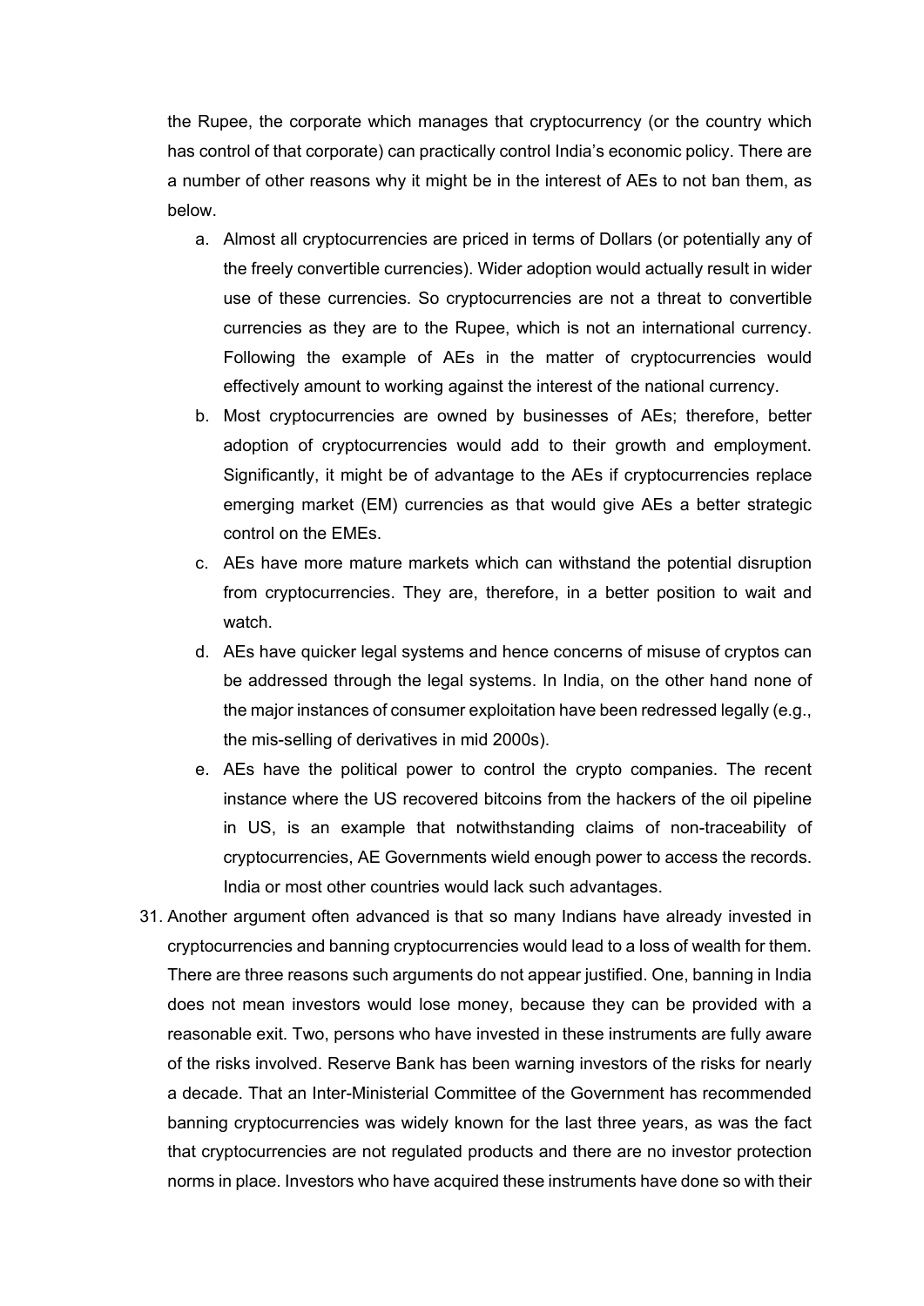the Rupee, the corporate which manages that cryptocurrency (or the country which has control of that corporate) can practically control India's economic policy. There are a number of other reasons why it might be in the interest of AEs to not ban them, as below.

a. Almost all cryptocurrencies are priced in terms of Dollars (or potentially any of the freely convertible currencies). Wider adoption would actually result in wider use of these currencies. So cryptocurrencies are not a threat to convertible currencies as they are to the Rupee, which is not an international currency. Following the example of AEs in the matter of cryptocurrencies would effectively amount to working against the interest of the national currency.

b. Most cryptocurrencies are owned by businesses of AEs; therefore, better adoption of cryptocurrencies would add to their growth and employment. Significantly, it might be of advantage to the AEs if cryptocurrencies replace emerging market (EM) currencies as that would give AEs a better strategic control on the EMEs.

c. AEs have more mature markets which can withstand the potential disruption from cryptocurrencies. They are, therefore, in a better position to wait and watch.

d. AEs have quicker legal systems and hence concerns of misuse of cryptos can be addressed through the legal systems. In India, on the other hand none of the major instances of consumer exploitation have been redressed legally (e.g., the mis-selling of derivatives in mid 2000s).

e. AEs have the political power to control the crypto companies. The recent instance where the US recovered bitcoins from the hackers of the oil pipeline in US, is an example that notwithstanding claims of non-traceability of cryptocurrencies, AE Governments wield enough power to access the records. India or most other countries would lack such advantages.

31. Another argument often advanced is that so many Indians have already invested in cryptocurrencies and banning cryptocurrencies would lead to a loss of wealth for them. There are three reasons such arguments do not appear justified. One, banning in India does not mean investors would lose money, because they can be provided with a reasonable exit. Two, persons who have invested in these instruments are fully aware of the risks involved. Reserve Bank has been warning investors of the risks for nearly a decade. That an Inter-Ministerial Committee of the Government has recommended banning cryptocurrencies was widely known for the last three years, as was the fact that cryptocurrencies are not regulated products and there are no investor protection norms in place. Investors who have acquired these instruments have done so with their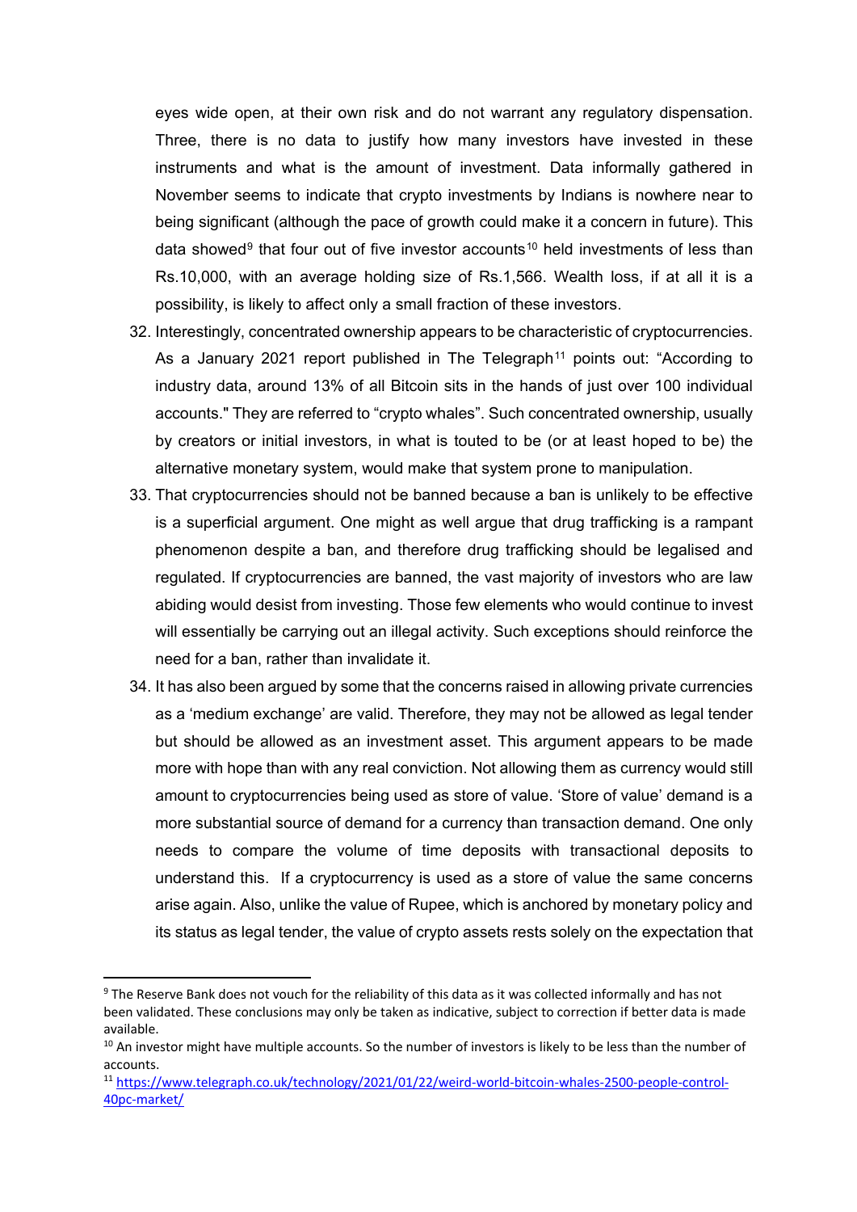eyes wide open, at their own risk and do not warrant any regulatory dispensation. Three, there is no data to justify how many investors have invested in these instruments and what is the amount of investment. Data informally gathered in November seems to indicate that crypto investments by Indians is nowhere near to being significant (although the pace of growth could make it a concern in future). This data showed[9] that four out of five investor accounts[10] held investments of less than Rs.10,000, with an average holding size of Rs.1,566. Wealth loss, if at all it is a possibility, is likely to affect only a small fraction of these investors.

32. Interestingly, concentrated ownership appears to be characteristic of cryptocurrencies. As a January 2021 report published in The Telegraph[11] points out: "According to industry data, around 13% of all Bitcoin sits in the hands of just over 100 individual accounts." They are referred to "crypto whales". Such concentrated ownership, usually by creators or initial investors, in what is touted to be (or at least hoped to be) the alternative monetary system, would make that system prone to manipulation.

33. That cryptocurrencies should not be banned because a ban is unlikely to be effective is a superficial argument. One might as well argue that drug trafficking is a rampant phenomenon despite a ban, and therefore drug trafficking should be legalised and regulated. If cryptocurrencies are banned, the vast majority of investors who are law abiding would desist from investing. Those few elements who would continue to invest will essentially be carrying out an illegal activity. Such exceptions should reinforce the need for a ban, rather than invalidate it.

34. It has also been argued by some that the concerns raised in allowing private currencies as a 'medium exchange' are valid. Therefore, they may not be allowed as legal tender but should be allowed as an investment asset. This argument appears to be made more with hope than with any real conviction. Not allowing them as currency would still amount to cryptocurrencies being used as store of value. 'Store of value' demand is a more substantial source of demand for a currency than transaction demand. One only needs to compare the volume of time deposits with transactional deposits to understand this. If a cryptocurrency is used as a store of value the same concerns arise again. Also, unlike the value of Rupee, which is anchored by monetary policy and its status as legal tender, the value of crypto assets rests solely on the expectation that

---

[9] The Reserve Bank does not vouch for the reliability of this data as it was collected informally and has not been validated. These conclusions may only be taken as indicative, subject to correction if better data is made available.

[10] An investor might have multiple accounts. So the number of investors is likely to be less than the number of accounts.

[11] https://www.telegraph.co.uk/technology/2021/01/22/weird-world-bitcoin-whales-2500-people-control-40pc-market/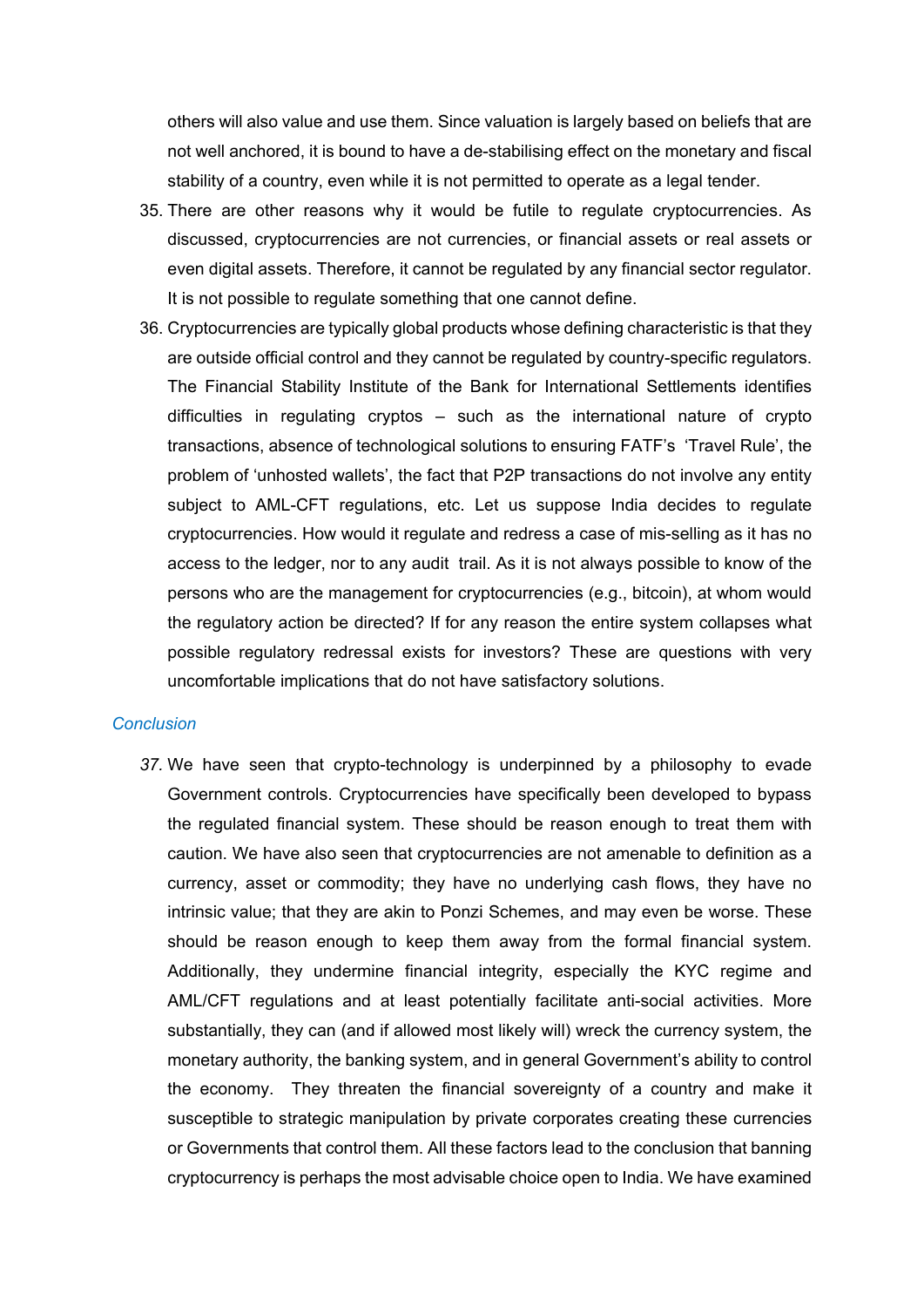others will also value and use them. Since valuation is largely based on beliefs that are not well anchored, it is bound to have a de-stabilising effect on the monetary and fiscal stability of a country, even while it is not permitted to operate as a legal tender.

35. There are other reasons why it would be futile to regulate cryptocurrencies. As discussed, cryptocurrencies are not currencies, or financial assets or real assets or even digital assets. Therefore, it cannot be regulated by any financial sector regulator. It is not possible to regulate something that one cannot define.

36. Cryptocurrencies are typically global products whose defining characteristic is that they are outside official control and they cannot be regulated by country-specific regulators. The Financial Stability Institute of the Bank for International Settlements identifies difficulties in regulating cryptos – such as the international nature of crypto transactions, absence of technological solutions to ensuring FATF's 'Travel Rule', the problem of 'unhosted wallets', the fact that P2P transactions do not involve any entity subject to AML-CFT regulations, etc. Let us suppose India decides to regulate cryptocurrencies. How would it regulate and redress a case of mis-selling as it has no access to the ledger, nor to any audit trail. As it is not always possible to know of the persons who are the management for cryptocurrencies (e.g., bitcoin), at whom would the regulatory action be directed? If for any reason the entire system collapses what possible regulatory redressal exists for investors? These are questions with very uncomfortable implications that do not have satisfactory solutions.

*Conclusion*

*37.* We have seen that crypto-technology is underpinned by a philosophy to evade Government controls. Cryptocurrencies have specifically been developed to bypass the regulated financial system. These should be reason enough to treat them with caution. We have also seen that cryptocurrencies are not amenable to definition as a currency, asset or commodity; they have no underlying cash flows, they have no intrinsic value; that they are akin to Ponzi Schemes, and may even be worse. These should be reason enough to keep them away from the formal financial system. Additionally, they undermine financial integrity, especially the KYC regime and AML/CFT regulations and at least potentially facilitate anti-social activities. More substantially, they can (and if allowed most likely will) wreck the currency system, the monetary authority, the banking system, and in general Government's ability to control the economy. They threaten the financial sovereignty of a country and make it susceptible to strategic manipulation by private corporates creating these currencies or Governments that control them. All these factors lead to the conclusion that banning cryptocurrency is perhaps the most advisable choice open to India. We have examined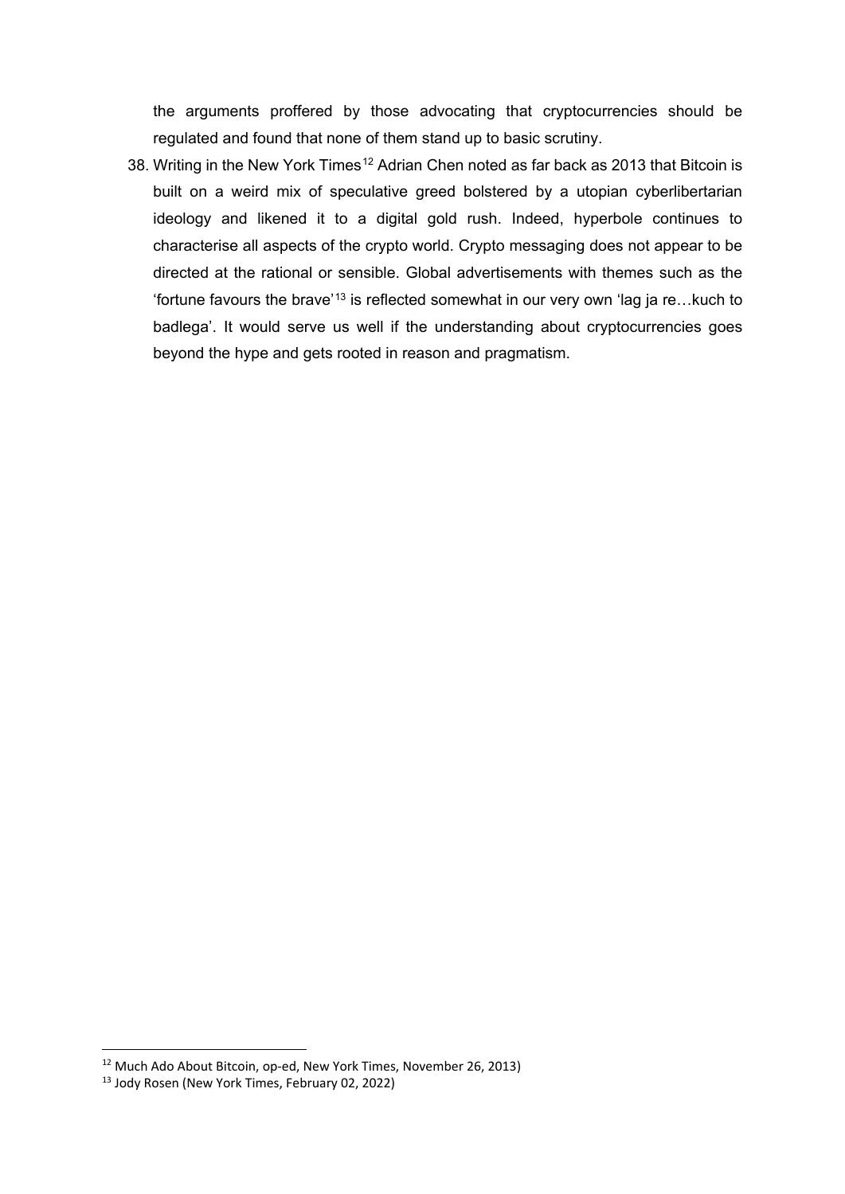the arguments proffered by those advocating that cryptocurrencies should be regulated and found that none of them stand up to basic scrutiny.

38. Writing in the New York Times[12] Adrian Chen noted as far back as 2013 that Bitcoin is built on a weird mix of speculative greed bolstered by a utopian cyberlibertarian ideology and likened it to a digital gold rush. Indeed, hyperbole continues to characterise all aspects of the crypto world. Crypto messaging does not appear to be directed at the rational or sensible. Global advertisements with themes such as the 'fortune favours the brave'[13] is reflected somewhat in our very own 'lag ja re…kuch to badlega'. It would serve us well if the understanding about cryptocurrencies goes beyond the hype and gets rooted in reason and pragmatism.

---

[12] Much Ado About Bitcoin, op-ed, New York Times, November 26, 2013)

[13] Jody Rosen (New York Times, February 02, 2022)